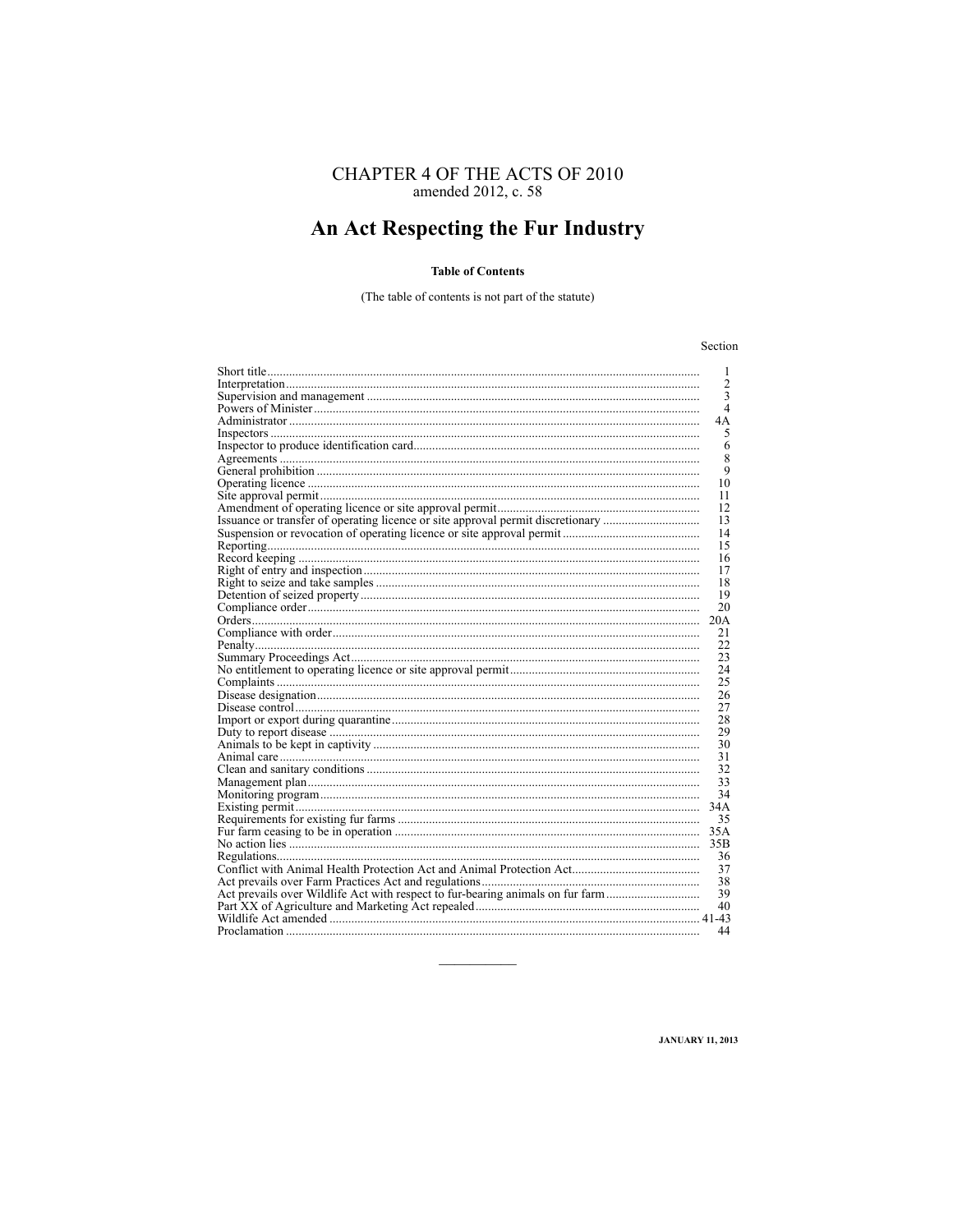# CHAPTER 4 OF THE ACTS OF 2010
amended 2012, c. 58

# An Act Respecting the Fur Industry

**Table of Contents**

(The table of contents is not part of the statute)

| | Section |
|---|---|
| Short title | 1 |
| Interpretation | 2 |
| Supervision and management | 3 |
| Powers of Minister | 4 |
| Administrator | 4A |
| Inspectors | 5 |
| Inspector to produce identification card | 6 |
| Agreements | 8 |
| General prohibition | 9 |
| Operating licence | 10 |
| Site approval permit | 11 |
| Amendment of operating licence or site approval permit | 12 |
| Issuance or transfer of operating licence or site approval permit discretionary | 13 |
| Suspension or revocation of operating licence or site approval permit | 14 |
| Reporting | 15 |
| Record keeping | 16 |
| Right of entry and inspection | 17 |
| Right to seize and take samples | 18 |
| Detention of seized property | 19 |
| Compliance order | 20 |
| Orders | 20A |
| Compliance with order | 21 |
| Penalty | 22 |
| Summary Proceedings Act | 23 |
| No entitlement to operating licence or site approval permit | 24 |
| Complaints | 25 |
| Disease designation | 26 |
| Disease control | 27 |
| Import or export during quarantine | 28 |
| Duty to report disease | 29 |
| Animals to be kept in captivity | 30 |
| Animal care | 31 |
| Clean and sanitary conditions | 32 |
| Management plan | 33 |
| Monitoring program | 34 |
| Existing permit | 34A |
| Requirements for existing fur farms | 35 |
| Fur farm ceasing to be in operation | 35A |
| No action lies | 35B |
| Regulations | 36 |
| Conflict with Animal Health Protection Act and Animal Protection Act | 37 |
| Act prevails over Farm Practices Act and regulations | 38 |
| Act prevails over Wildlife Act with respect to fur-bearing animals on fur farm | 39 |
| Part XX of Agriculture and Marketing Act repealed | 40 |
| Wildlife Act amended | 41-43 |
| Proclamation | 44 |

JANUARY 11, 2013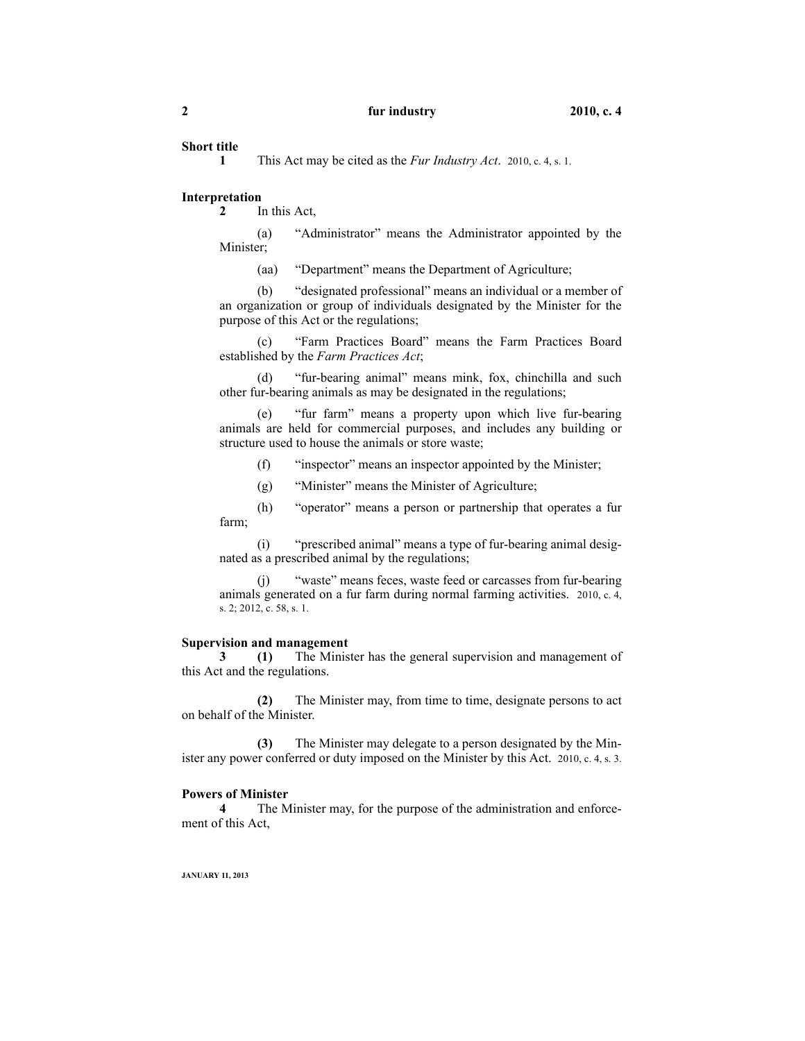**Short title**

**1** This Act may be cited as the *Fur Industry Act*. 2010, c. 4, s. 1.

**Interpretation**

**2** In this Act,

(a) "Administrator" means the Administrator appointed by the Minister;

(aa) "Department" means the Department of Agriculture;

(b) "designated professional" means an individual or a member of an organization or group of individuals designated by the Minister for the purpose of this Act or the regulations;

(c) "Farm Practices Board" means the Farm Practices Board established by the *Farm Practices Act*;

(d) "fur-bearing animal" means mink, fox, chinchilla and such other fur-bearing animals as may be designated in the regulations;

(e) "fur farm" means a property upon which live fur-bearing animals are held for commercial purposes, and includes any building or structure used to house the animals or store waste;

(f) "inspector" means an inspector appointed by the Minister;

(g) "Minister" means the Minister of Agriculture;

(h) "operator" means a person or partnership that operates a fur farm;

(i) "prescribed animal" means a type of fur-bearing animal designated as a prescribed animal by the regulations;

(j) "waste" means feces, waste feed or carcasses from fur-bearing animals generated on a fur farm during normal farming activities. 2010, c. 4, s. 2; 2012, c. 58, s. 1.

**Supervision and management**

**3** **(1)** The Minister has the general supervision and management of this Act and the regulations.

**(2)** The Minister may, from time to time, designate persons to act on behalf of the Minister.

**(3)** The Minister may delegate to a person designated by the Minister any power conferred or duty imposed on the Minister by this Act. 2010, c. 4, s. 3.

**Powers of Minister**

**4** The Minister may, for the purpose of the administration and enforcement of this Act,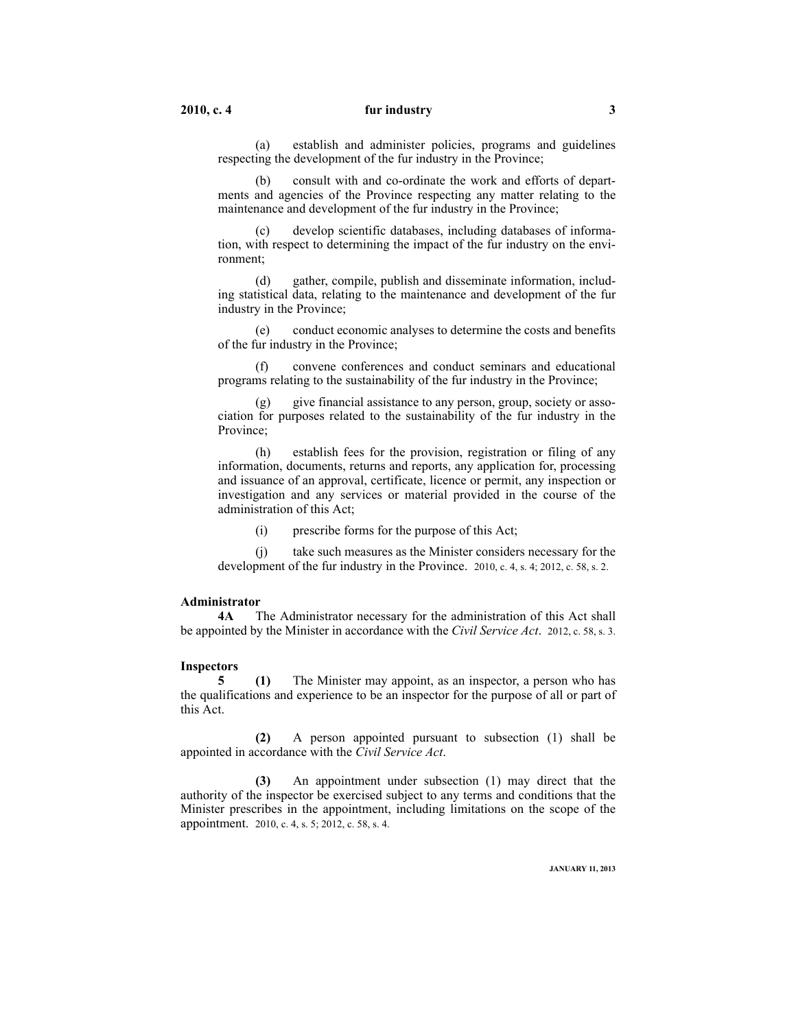(a) establish and administer policies, programs and guidelines respecting the development of the fur industry in the Province;

(b) consult with and co-ordinate the work and efforts of departments and agencies of the Province respecting any matter relating to the maintenance and development of the fur industry in the Province;

(c) develop scientific databases, including databases of information, with respect to determining the impact of the fur industry on the environment;

(d) gather, compile, publish and disseminate information, including statistical data, relating to the maintenance and development of the fur industry in the Province;

(e) conduct economic analyses to determine the costs and benefits of the fur industry in the Province;

(f) convene conferences and conduct seminars and educational programs relating to the sustainability of the fur industry in the Province;

(g) give financial assistance to any person, group, society or association for purposes related to the sustainability of the fur industry in the Province;

(h) establish fees for the provision, registration or filing of any information, documents, returns and reports, any application for, processing and issuance of an approval, certificate, licence or permit, any inspection or investigation and any services or material provided in the course of the administration of this Act;

(i) prescribe forms for the purpose of this Act;

(j) take such measures as the Minister considers necessary for the development of the fur industry in the Province. 2010, c. 4, s. 4; 2012, c. 58, s. 2.

**Administrator**

**4A** The Administrator necessary for the administration of this Act shall be appointed by the Minister in accordance with the *Civil Service Act*. 2012, c. 58, s. 3.

**Inspectors**

**5** **(1)** The Minister may appoint, as an inspector, a person who has the qualifications and experience to be an inspector for the purpose of all or part of this Act.

**(2)** A person appointed pursuant to subsection (1) shall be appointed in accordance with the *Civil Service Act*.

**(3)** An appointment under subsection (1) may direct that the authority of the inspector be exercised subject to any terms and conditions that the Minister prescribes in the appointment, including limitations on the scope of the appointment. 2010, c. 4, s. 5; 2012, c. 58, s. 4.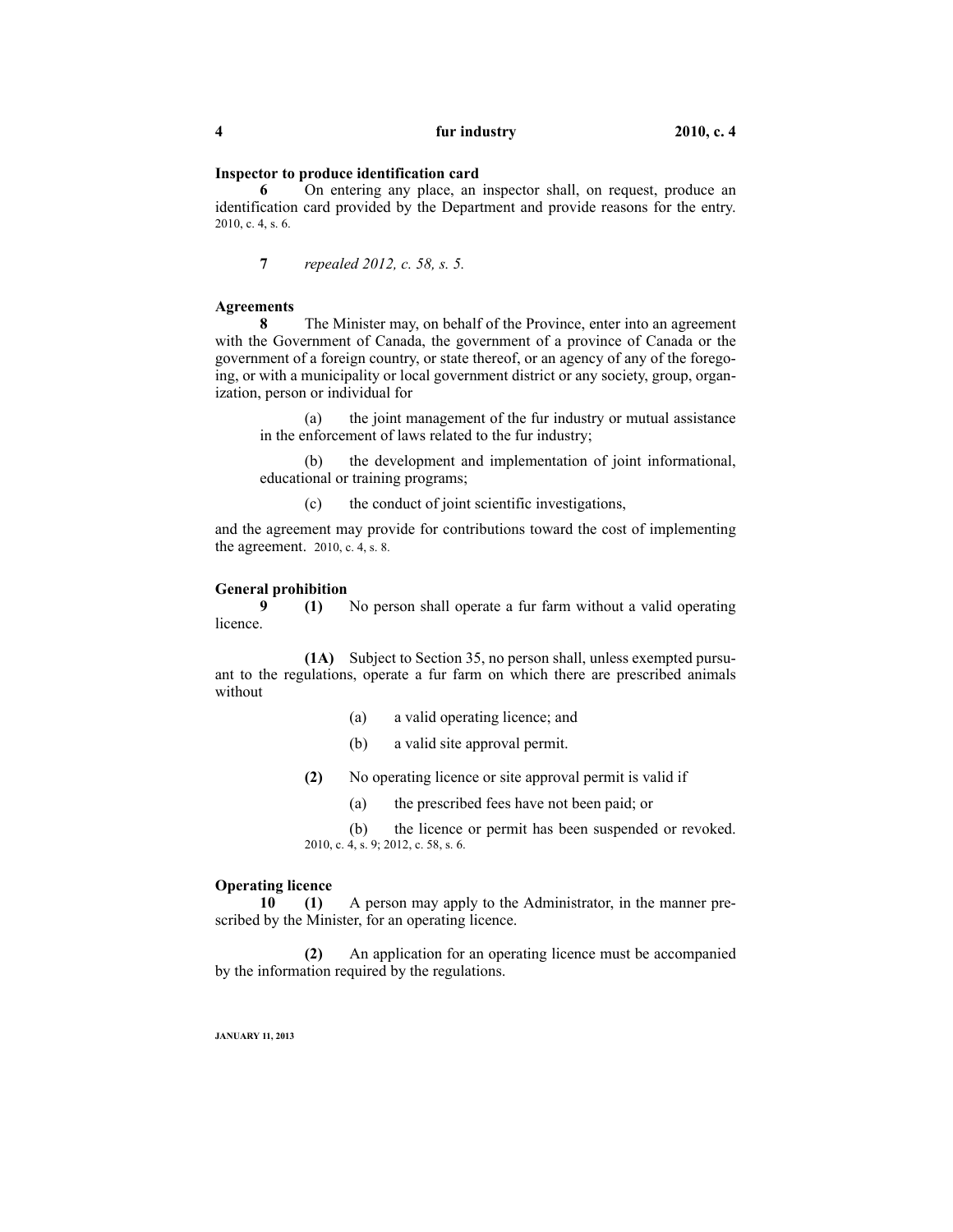**Inspector to produce identification card**

**6** On entering any place, an inspector shall, on request, produce an identification card provided by the Department and provide reasons for the entry. 2010, c. 4, s. 6.

**7** *repealed 2012, c. 58, s. 5.*

**Agreements**

**8** The Minister may, on behalf of the Province, enter into an agreement with the Government of Canada, the government of a province of Canada or the government of a foreign country, or state thereof, or an agency of any of the foregoing, or with a municipality or local government district or any society, group, organization, person or individual for

(a) the joint management of the fur industry or mutual assistance in the enforcement of laws related to the fur industry;

(b) the development and implementation of joint informational, educational or training programs;

(c) the conduct of joint scientific investigations,

and the agreement may provide for contributions toward the cost of implementing the agreement. 2010, c. 4, s. 8.

**General prohibition**

**9** **(1)** No person shall operate a fur farm without a valid operating licence.

**(1A)** Subject to Section 35, no person shall, unless exempted pursuant to the regulations, operate a fur farm on which there are prescribed animals without

(a) a valid operating licence; and

(b) a valid site approval permit.

**(2)** No operating licence or site approval permit is valid if

(a) the prescribed fees have not been paid; or

(b) the licence or permit has been suspended or revoked. 2010, c. 4, s. 9; 2012, c. 58, s. 6.

**Operating licence**

**10** **(1)** A person may apply to the Administrator, in the manner prescribed by the Minister, for an operating licence.

**(2)** An application for an operating licence must be accompanied by the information required by the regulations.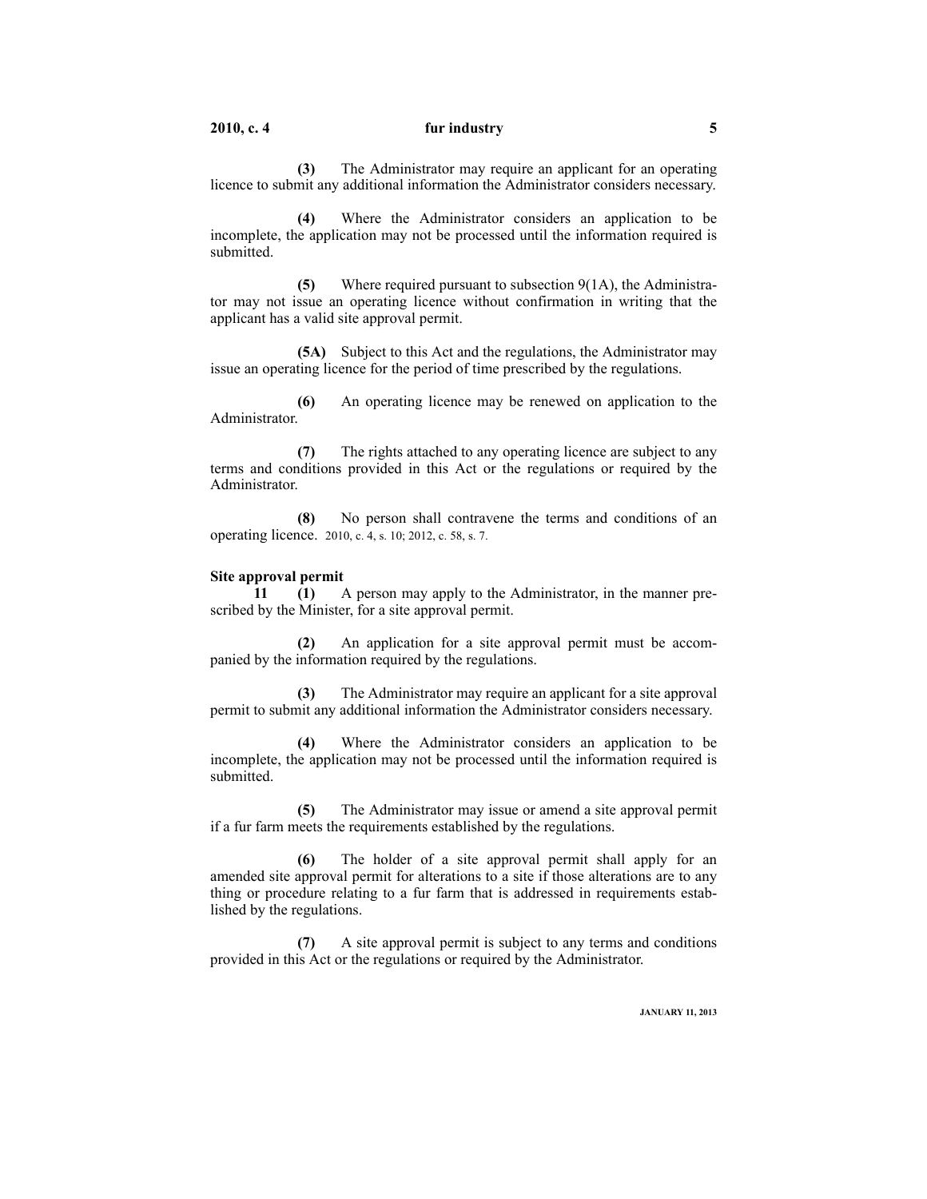**(3)** The Administrator may require an applicant for an operating licence to submit any additional information the Administrator considers necessary.

**(4)** Where the Administrator considers an application to be incomplete, the application may not be processed until the information required is submitted.

**(5)** Where required pursuant to subsection 9(1A), the Administrator may not issue an operating licence without confirmation in writing that the applicant has a valid site approval permit.

**(5A)** Subject to this Act and the regulations, the Administrator may issue an operating licence for the period of time prescribed by the regulations.

**(6)** An operating licence may be renewed on application to the Administrator.

**(7)** The rights attached to any operating licence are subject to any terms and conditions provided in this Act or the regulations or required by the Administrator.

**(8)** No person shall contravene the terms and conditions of an operating licence. 2010, c. 4, s. 10; 2012, c. 58, s. 7.

**Site approval permit**

**11 (1)** A person may apply to the Administrator, in the manner prescribed by the Minister, for a site approval permit.

**(2)** An application for a site approval permit must be accompanied by the information required by the regulations.

**(3)** The Administrator may require an applicant for a site approval permit to submit any additional information the Administrator considers necessary.

**(4)** Where the Administrator considers an application to be incomplete, the application may not be processed until the information required is submitted.

**(5)** The Administrator may issue or amend a site approval permit if a fur farm meets the requirements established by the regulations.

**(6)** The holder of a site approval permit shall apply for an amended site approval permit for alterations to a site if those alterations are to any thing or procedure relating to a fur farm that is addressed in requirements established by the regulations.

**(7)** A site approval permit is subject to any terms and conditions provided in this Act or the regulations or required by the Administrator.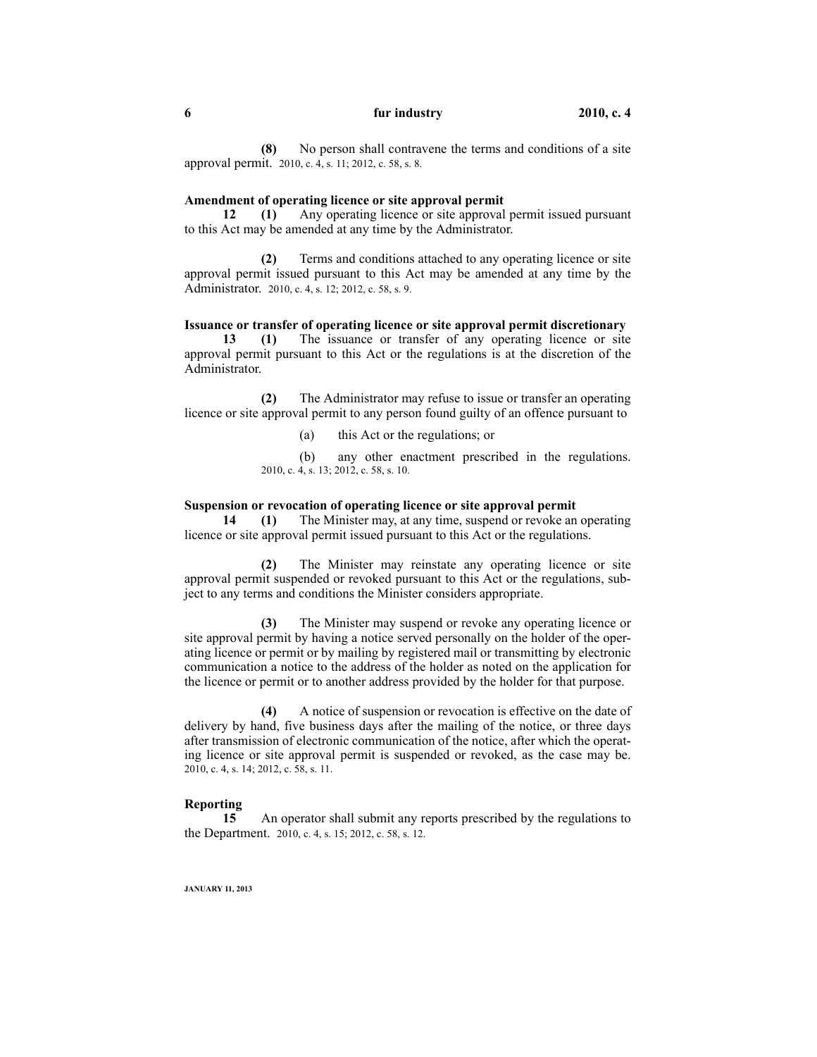**(8)** No person shall contravene the terms and conditions of a site approval permit. 2010, c. 4, s. 11; 2012, c. 58, s. 8.

### Amendment of operating licence or site approval permit

**12** **(1)** Any operating licence or site approval permit issued pursuant to this Act may be amended at any time by the Administrator.

**(2)** Terms and conditions attached to any operating licence or site approval permit issued pursuant to this Act may be amended at any time by the Administrator. 2010, c. 4, s. 12; 2012, c. 58, s. 9.

### Issuance or transfer of operating licence or site approval permit discretionary

**13** **(1)** The issuance or transfer of any operating licence or site approval permit pursuant to this Act or the regulations is at the discretion of the Administrator.

**(2)** The Administrator may refuse to issue or transfer an operating licence or site approval permit to any person found guilty of an offence pursuant to

(a) this Act or the regulations; or

(b) any other enactment prescribed in the regulations. 2010, c. 4, s. 13; 2012, c. 58, s. 10.

### Suspension or revocation of operating licence or site approval permit

**14** **(1)** The Minister may, at any time, suspend or revoke an operating licence or site approval permit issued pursuant to this Act or the regulations.

**(2)** The Minister may reinstate any operating licence or site approval permit suspended or revoked pursuant to this Act or the regulations, subject to any terms and conditions the Minister considers appropriate.

**(3)** The Minister may suspend or revoke any operating licence or site approval permit by having a notice served personally on the holder of the operating licence or permit or by mailing by registered mail or transmitting by electronic communication a notice to the address of the holder as noted on the application for the licence or permit or to another address provided by the holder for that purpose.

**(4)** A notice of suspension or revocation is effective on the date of delivery by hand, five business days after the mailing of the notice, or three days after transmission of electronic communication of the notice, after which the operating licence or site approval permit is suspended or revoked, as the case may be. 2010, c. 4, s. 14; 2012, c. 58, s. 11.

### Reporting

**15** An operator shall submit any reports prescribed by the regulations to the Department. 2010, c. 4, s. 15; 2012, c. 58, s. 12.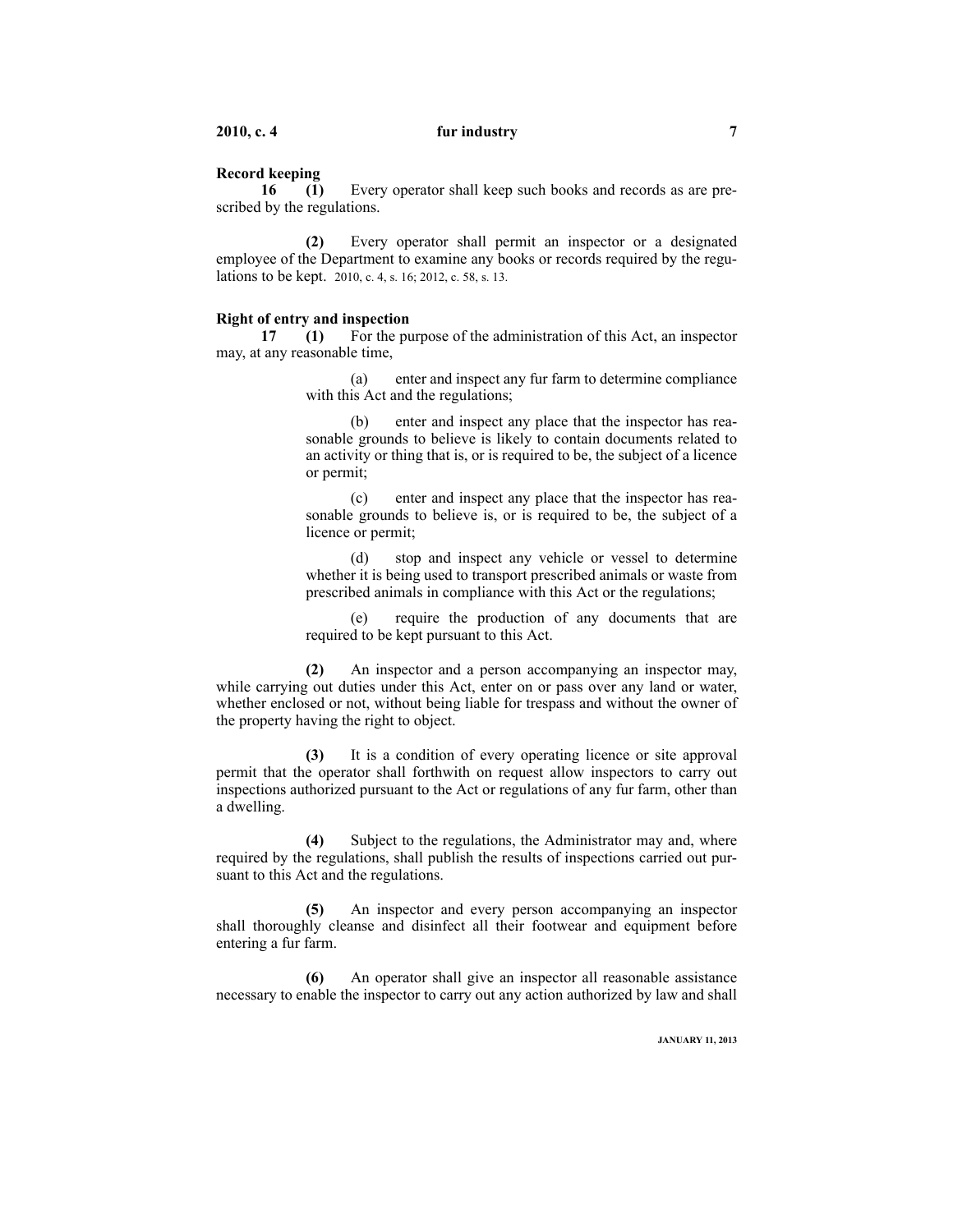**Record keeping**

**16 (1)** Every operator shall keep such books and records as are prescribed by the regulations.

**(2)** Every operator shall permit an inspector or a designated employee of the Department to examine any books or records required by the regulations to be kept. 2010, c. 4, s. 16; 2012, c. 58, s. 13.

**Right of entry and inspection**

**17 (1)** For the purpose of the administration of this Act, an inspector may, at any reasonable time,

(a) enter and inspect any fur farm to determine compliance with this Act and the regulations;

(b) enter and inspect any place that the inspector has reasonable grounds to believe is likely to contain documents related to an activity or thing that is, or is required to be, the subject of a licence or permit;

(c) enter and inspect any place that the inspector has reasonable grounds to believe is, or is required to be, the subject of a licence or permit;

(d) stop and inspect any vehicle or vessel to determine whether it is being used to transport prescribed animals or waste from prescribed animals in compliance with this Act or the regulations;

(e) require the production of any documents that are required to be kept pursuant to this Act.

**(2)** An inspector and a person accompanying an inspector may, while carrying out duties under this Act, enter on or pass over any land or water, whether enclosed or not, without being liable for trespass and without the owner of the property having the right to object.

**(3)** It is a condition of every operating licence or site approval permit that the operator shall forthwith on request allow inspectors to carry out inspections authorized pursuant to the Act or regulations of any fur farm, other than a dwelling.

**(4)** Subject to the regulations, the Administrator may and, where required by the regulations, shall publish the results of inspections carried out pursuant to this Act and the regulations.

**(5)** An inspector and every person accompanying an inspector shall thoroughly cleanse and disinfect all their footwear and equipment before entering a fur farm.

**(6)** An operator shall give an inspector all reasonable assistance necessary to enable the inspector to carry out any action authorized by law and shall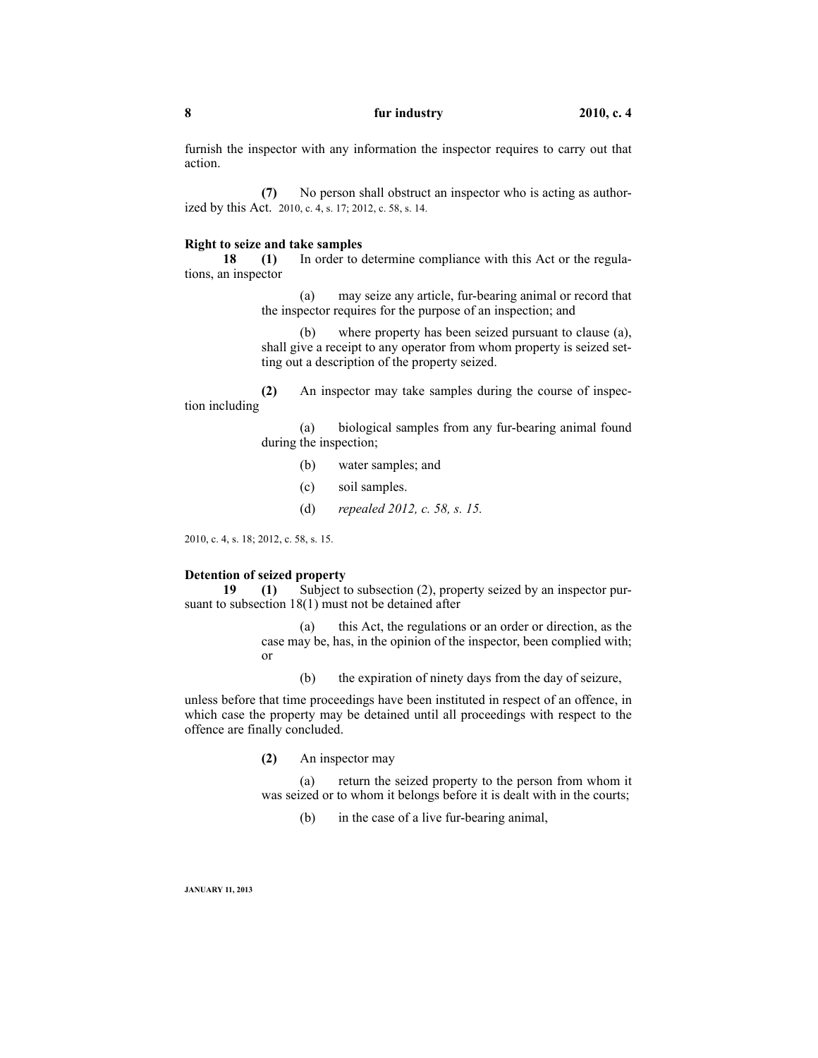furnish the inspector with any information the inspector requires to carry out that action.

**(7)** No person shall obstruct an inspector who is acting as authorized by this Act. 2010, c. 4, s. 17; 2012, c. 58, s. 14.

**Right to seize and take samples**

**18** **(1)** In order to determine compliance with this Act or the regulations, an inspector

(a) may seize any article, fur-bearing animal or record that the inspector requires for the purpose of an inspection; and

(b) where property has been seized pursuant to clause (a), shall give a receipt to any operator from whom property is seized setting out a description of the property seized.

**(2)** An inspector may take samples during the course of inspection including

(a) biological samples from any fur-bearing animal found during the inspection;

(b) water samples; and

(c) soil samples.

(d) *repealed 2012, c. 58, s. 15.*

2010, c. 4, s. 18; 2012, c. 58, s. 15.

**Detention of seized property**

**19** **(1)** Subject to subsection (2), property seized by an inspector pursuant to subsection 18(1) must not be detained after

(a) this Act, the regulations or an order or direction, as the case may be, has, in the opinion of the inspector, been complied with; or

(b) the expiration of ninety days from the day of seizure,

unless before that time proceedings have been instituted in respect of an offence, in which case the property may be detained until all proceedings with respect to the offence are finally concluded.

**(2)** An inspector may

(a) return the seized property to the person from whom it was seized or to whom it belongs before it is dealt with in the courts;

(b) in the case of a live fur-bearing animal,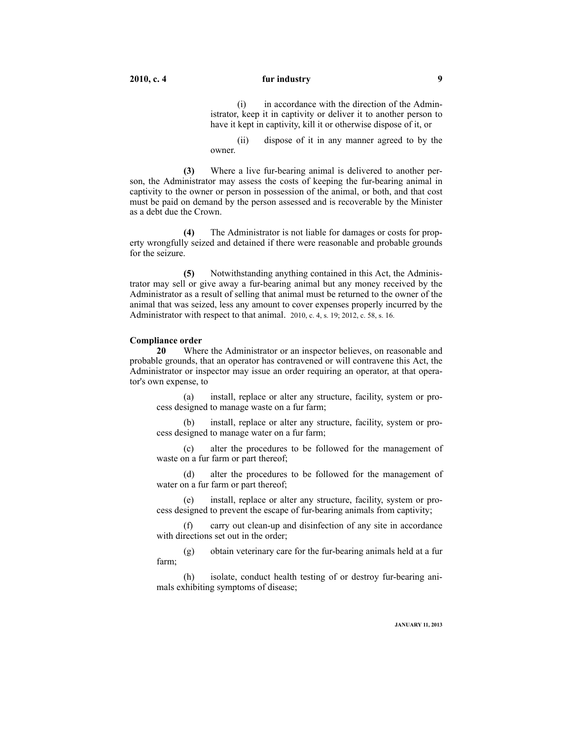(i) in accordance with the direction of the Administrator, keep it in captivity or deliver it to another person to have it kept in captivity, kill it or otherwise dispose of it, or

(ii) dispose of it in any manner agreed to by the owner.

**(3)** Where a live fur-bearing animal is delivered to another person, the Administrator may assess the costs of keeping the fur-bearing animal in captivity to the owner or person in possession of the animal, or both, and that cost must be paid on demand by the person assessed and is recoverable by the Minister as a debt due the Crown.

**(4)** The Administrator is not liable for damages or costs for property wrongfully seized and detained if there were reasonable and probable grounds for the seizure.

**(5)** Notwithstanding anything contained in this Act, the Administrator may sell or give away a fur-bearing animal but any money received by the Administrator as a result of selling that animal must be returned to the owner of the animal that was seized, less any amount to cover expenses properly incurred by the Administrator with respect to that animal. 2010, c. 4, s. 19; 2012, c. 58, s. 16.

**Compliance order**

**20** Where the Administrator or an inspector believes, on reasonable and probable grounds, that an operator has contravened or will contravene this Act, the Administrator or inspector may issue an order requiring an operator, at that operator's own expense, to

(a) install, replace or alter any structure, facility, system or process designed to manage waste on a fur farm;

(b) install, replace or alter any structure, facility, system or process designed to manage water on a fur farm;

(c) alter the procedures to be followed for the management of waste on a fur farm or part thereof;

(d) alter the procedures to be followed for the management of water on a fur farm or part thereof;

(e) install, replace or alter any structure, facility, system or process designed to prevent the escape of fur-bearing animals from captivity;

(f) carry out clean-up and disinfection of any site in accordance with directions set out in the order;

(g) obtain veterinary care for the fur-bearing animals held at a fur farm;

(h) isolate, conduct health testing of or destroy fur-bearing animals exhibiting symptoms of disease;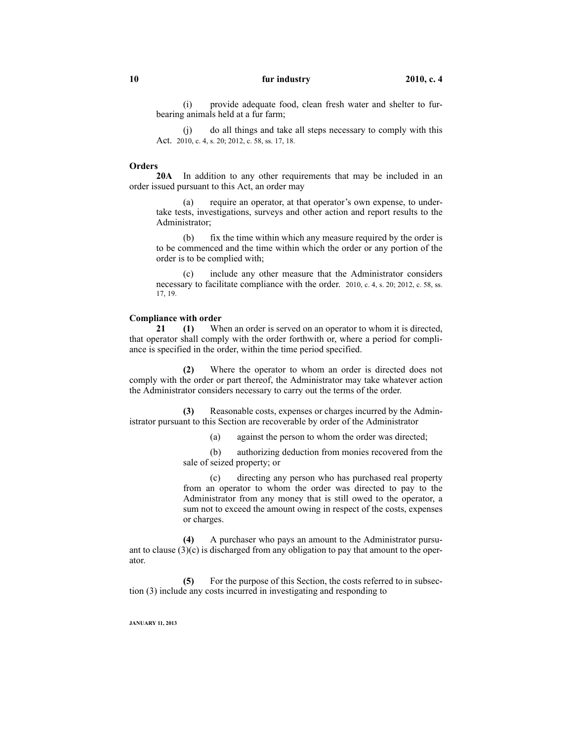(i) provide adequate food, clean fresh water and shelter to fur-bearing animals held at a fur farm;

(j) do all things and take all steps necessary to comply with this Act. 2010, c. 4, s. 20; 2012, c. 58, ss. 17, 18.

**Orders**

**20A** In addition to any other requirements that may be included in an order issued pursuant to this Act, an order may

(a) require an operator, at that operator's own expense, to undertake tests, investigations, surveys and other action and report results to the Administrator;

(b) fix the time within which any measure required by the order is to be commenced and the time within which the order or any portion of the order is to be complied with;

(c) include any other measure that the Administrator considers necessary to facilitate compliance with the order. 2010, c. 4, s. 20; 2012, c. 58, ss. 17, 19.

**Compliance with order**

**21** **(1)** When an order is served on an operator to whom it is directed, that operator shall comply with the order forthwith or, where a period for compliance is specified in the order, within the time period specified.

**(2)** Where the operator to whom an order is directed does not comply with the order or part thereof, the Administrator may take whatever action the Administrator considers necessary to carry out the terms of the order.

**(3)** Reasonable costs, expenses or charges incurred by the Administrator pursuant to this Section are recoverable by order of the Administrator

(a) against the person to whom the order was directed;

(b) authorizing deduction from monies recovered from the sale of seized property; or

(c) directing any person who has purchased real property from an operator to whom the order was directed to pay to the Administrator from any money that is still owed to the operator, a sum not to exceed the amount owing in respect of the costs, expenses or charges.

**(4)** A purchaser who pays an amount to the Administrator pursuant to clause (3)(c) is discharged from any obligation to pay that amount to the operator.

**(5)** For the purpose of this Section, the costs referred to in subsection (3) include any costs incurred in investigating and responding to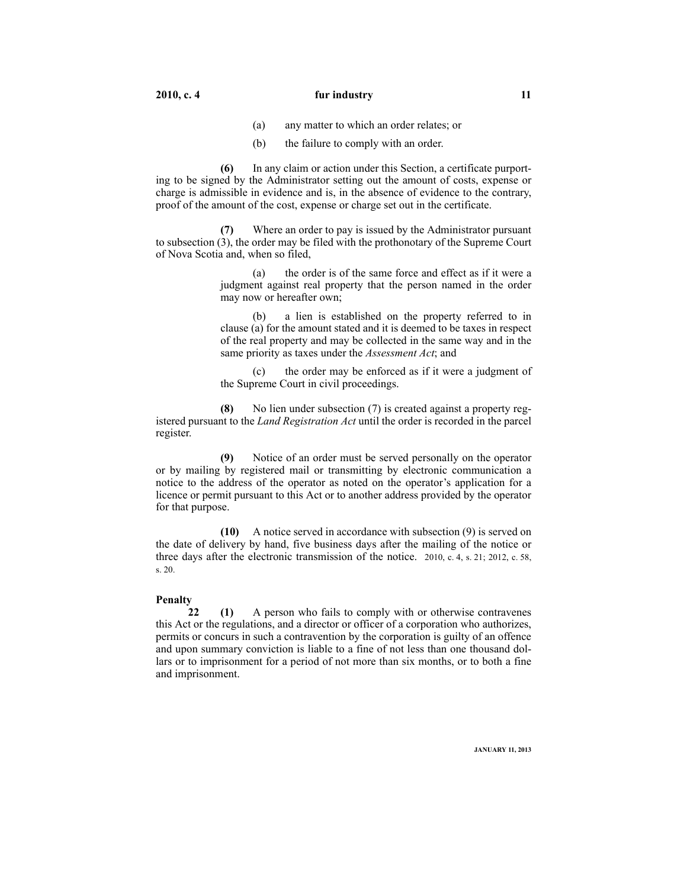(a) any matter to which an order relates; or

(b) the failure to comply with an order.

**(6)** In any claim or action under this Section, a certificate purporting to be signed by the Administrator setting out the amount of costs, expense or charge is admissible in evidence and is, in the absence of evidence to the contrary, proof of the amount of the cost, expense or charge set out in the certificate.

**(7)** Where an order to pay is issued by the Administrator pursuant to subsection (3), the order may be filed with the prothonotary of the Supreme Court of Nova Scotia and, when so filed,

(a) the order is of the same force and effect as if it were a judgment against real property that the person named in the order may now or hereafter own;

(b) a lien is established on the property referred to in clause (a) for the amount stated and it is deemed to be taxes in respect of the real property and may be collected in the same way and in the same priority as taxes under the *Assessment Act*; and

(c) the order may be enforced as if it were a judgment of the Supreme Court in civil proceedings.

**(8)** No lien under subsection (7) is created against a property registered pursuant to the *Land Registration Act* until the order is recorded in the parcel register.

**(9)** Notice of an order must be served personally on the operator or by mailing by registered mail or transmitting by electronic communication a notice to the address of the operator as noted on the operator's application for a licence or permit pursuant to this Act or to another address provided by the operator for that purpose.

**(10)** A notice served in accordance with subsection (9) is served on the date of delivery by hand, five business days after the mailing of the notice or three days after the electronic transmission of the notice. 2010, c. 4, s. 21; 2012, c. 58, s. 20.

**Penalty**

**22 (1)** A person who fails to comply with or otherwise contravenes this Act or the regulations, and a director or officer of a corporation who authorizes, permits or concurs in such a contravention by the corporation is guilty of an offence and upon summary conviction is liable to a fine of not less than one thousand dollars or to imprisonment for a period of not more than six months, or to both a fine and imprisonment.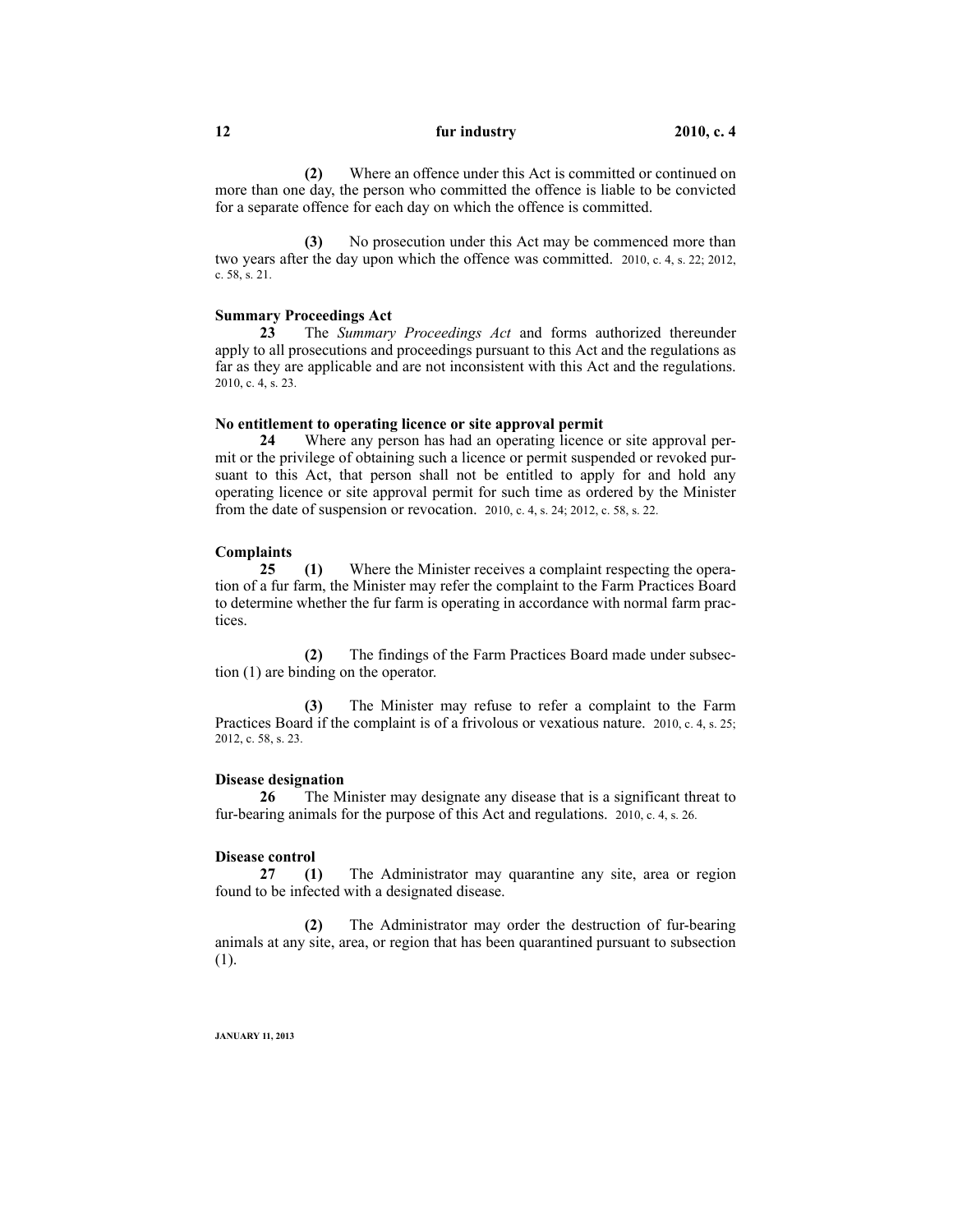**(2)** Where an offence under this Act is committed or continued on more than one day, the person who committed the offence is liable to be convicted for a separate offence for each day on which the offence is committed.

**(3)** No prosecution under this Act may be commenced more than two years after the day upon which the offence was committed. 2010, c. 4, s. 22; 2012, c. 58, s. 21.

**Summary Proceedings Act**

**23** The *Summary Proceedings Act* and forms authorized thereunder apply to all prosecutions and proceedings pursuant to this Act and the regulations as far as they are applicable and are not inconsistent with this Act and the regulations. 2010, c. 4, s. 23.

**No entitlement to operating licence or site approval permit**

**24** Where any person has had an operating licence or site approval permit or the privilege of obtaining such a licence or permit suspended or revoked pursuant to this Act, that person shall not be entitled to apply for and hold any operating licence or site approval permit for such time as ordered by the Minister from the date of suspension or revocation. 2010, c. 4, s. 24; 2012, c. 58, s. 22.

**Complaints**

**25** **(1)** Where the Minister receives a complaint respecting the operation of a fur farm, the Minister may refer the complaint to the Farm Practices Board to determine whether the fur farm is operating in accordance with normal farm practices.

**(2)** The findings of the Farm Practices Board made under subsection (1) are binding on the operator.

**(3)** The Minister may refuse to refer a complaint to the Farm Practices Board if the complaint is of a frivolous or vexatious nature. 2010, c. 4, s. 25; 2012, c. 58, s. 23.

**Disease designation**

**26** The Minister may designate any disease that is a significant threat to fur-bearing animals for the purpose of this Act and regulations. 2010, c. 4, s. 26.

**Disease control**

**27** **(1)** The Administrator may quarantine any site, area or region found to be infected with a designated disease.

**(2)** The Administrator may order the destruction of fur-bearing animals at any site, area, or region that has been quarantined pursuant to subsection (1).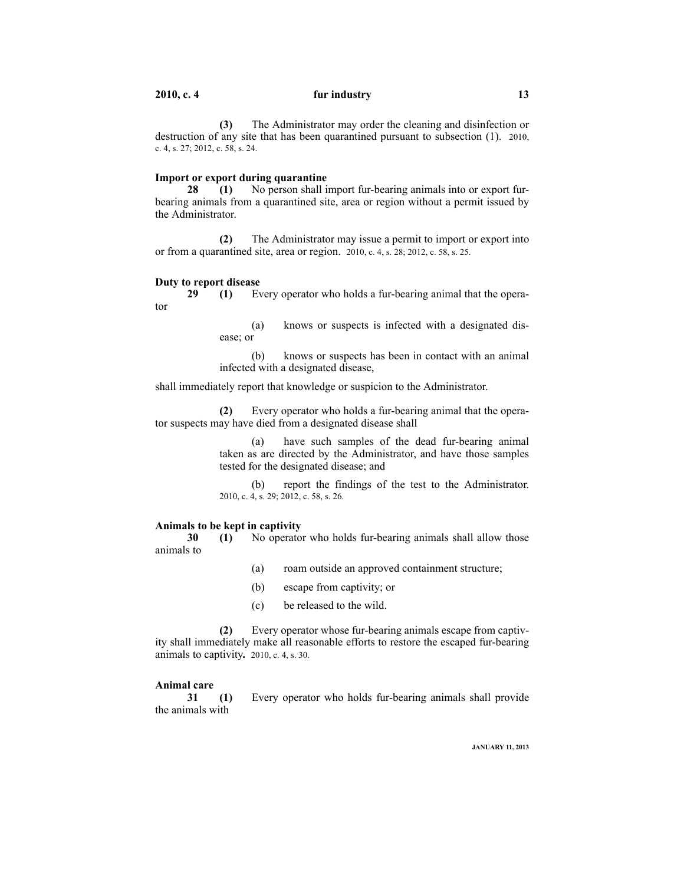**(3)** The Administrator may order the cleaning and disinfection or destruction of any site that has been quarantined pursuant to subsection (1). 2010, c. 4, s. 27; 2012, c. 58, s. 24.

**Import or export during quarantine**

**28** **(1)** No person shall import fur-bearing animals into or export fur-bearing animals from a quarantined site, area or region without a permit issued by the Administrator.

**(2)** The Administrator may issue a permit to import or export into or from a quarantined site, area or region. 2010, c. 4, s. 28; 2012, c. 58, s. 25.

**Duty to report disease**

**29** **(1)** Every operator who holds a fur-bearing animal that the operator

(a) knows or suspects is infected with a designated disease; or

(b) knows or suspects has been in contact with an animal infected with a designated disease,

shall immediately report that knowledge or suspicion to the Administrator.

**(2)** Every operator who holds a fur-bearing animal that the operator suspects may have died from a designated disease shall

(a) have such samples of the dead fur-bearing animal taken as are directed by the Administrator, and have those samples tested for the designated disease; and

(b) report the findings of the test to the Administrator. 2010, c. 4, s. 29; 2012, c. 58, s. 26.

**Animals to be kept in captivity**

**30** **(1)** No operator who holds fur-bearing animals shall allow those animals to

(a) roam outside an approved containment structure;

(b) escape from captivity; or

(c) be released to the wild.

**(2)** Every operator whose fur-bearing animals escape from captivity shall immediately make all reasonable efforts to restore the escaped fur-bearing animals to captivity**.** 2010, c. 4, s. 30.

**Animal care**

**31** **(1)** Every operator who holds fur-bearing animals shall provide the animals with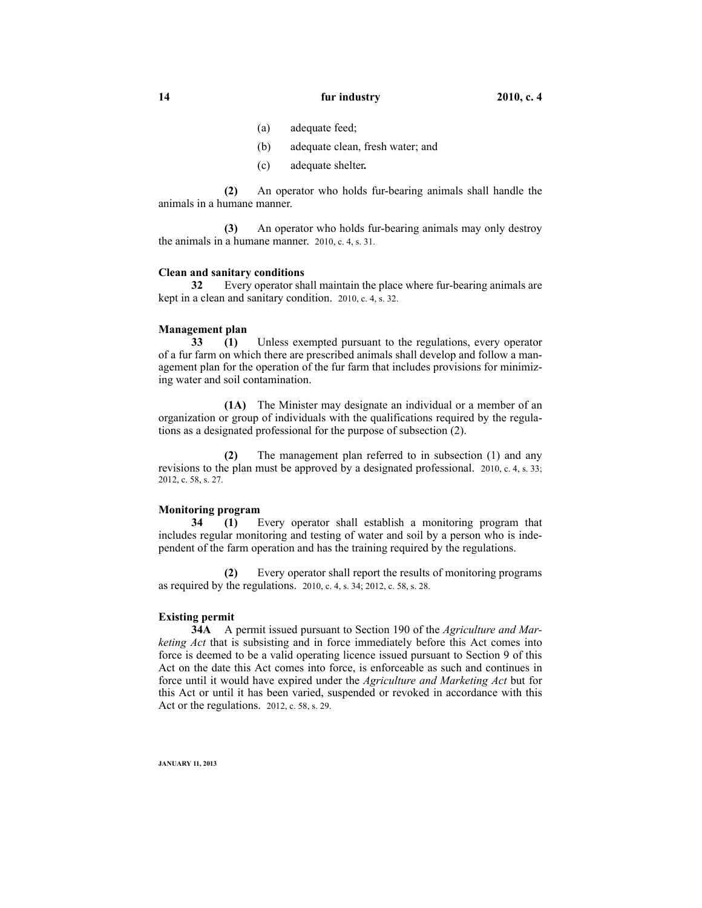(a) adequate feed;

(b) adequate clean, fresh water; and

(c) adequate shelter.

**(2)** An operator who holds fur-bearing animals shall handle the animals in a humane manner.

**(3)** An operator who holds fur-bearing animals may only destroy the animals in a humane manner. 2010, c. 4, s. 31.

**Clean and sanitary conditions**

**32** Every operator shall maintain the place where fur-bearing animals are kept in a clean and sanitary condition. 2010, c. 4, s. 32.

**Management plan**

**33 (1)** Unless exempted pursuant to the regulations, every operator of a fur farm on which there are prescribed animals shall develop and follow a management plan for the operation of the fur farm that includes provisions for minimizing water and soil contamination.

**(1A)** The Minister may designate an individual or a member of an organization or group of individuals with the qualifications required by the regulations as a designated professional for the purpose of subsection (2).

**(2)** The management plan referred to in subsection (1) and any revisions to the plan must be approved by a designated professional. 2010, c. 4, s. 33; 2012, c. 58, s. 27.

**Monitoring program**

**34 (1)** Every operator shall establish a monitoring program that includes regular monitoring and testing of water and soil by a person who is independent of the farm operation and has the training required by the regulations.

**(2)** Every operator shall report the results of monitoring programs as required by the regulations. 2010, c. 4, s. 34; 2012, c. 58, s. 28.

**Existing permit**

**34A** A permit issued pursuant to Section 190 of the *Agriculture and Marketing Act* that is subsisting and in force immediately before this Act comes into force is deemed to be a valid operating licence issued pursuant to Section 9 of this Act on the date this Act comes into force, is enforceable as such and continues in force until it would have expired under the *Agriculture and Marketing Act* but for this Act or until it has been varied, suspended or revoked in accordance with this Act or the regulations. 2012, c. 58, s. 29.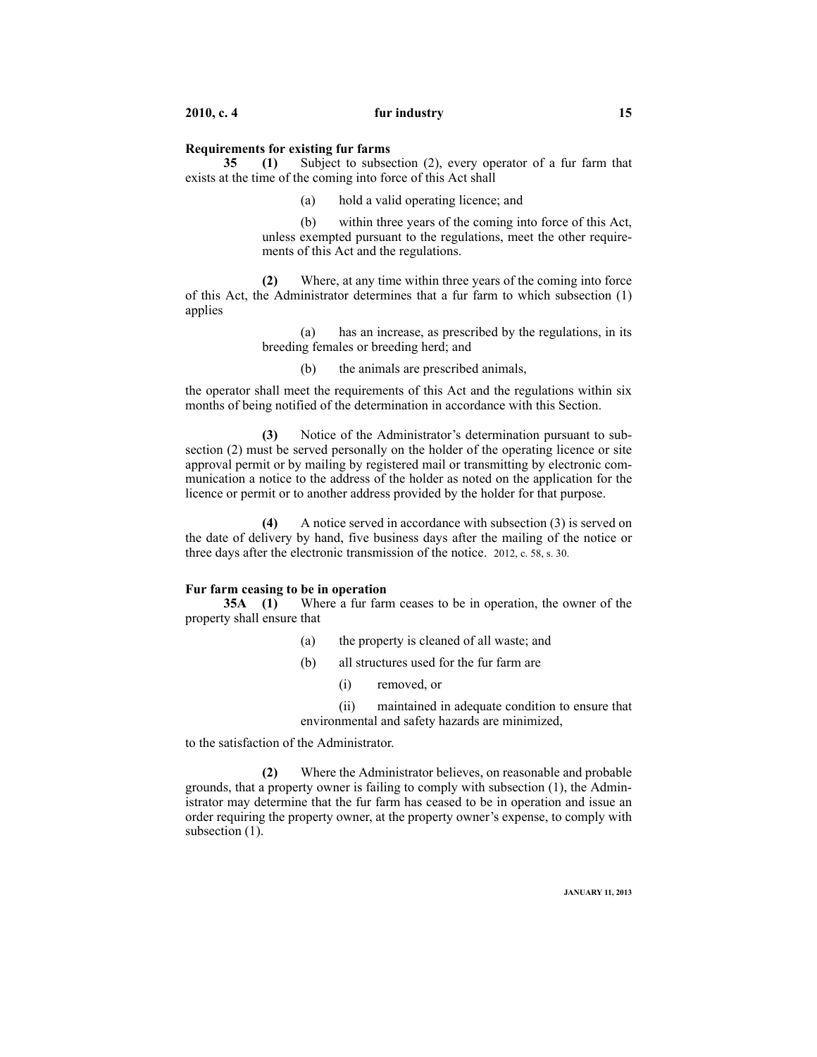**Requirements for existing fur farms**

**35** **(1)** Subject to subsection (2), every operator of a fur farm that exists at the time of the coming into force of this Act shall

(a) hold a valid operating licence; and

(b) within three years of the coming into force of this Act, unless exempted pursuant to the regulations, meet the other requirements of this Act and the regulations.

**(2)** Where, at any time within three years of the coming into force of this Act, the Administrator determines that a fur farm to which subsection (1) applies

(a) has an increase, as prescribed by the regulations, in its breeding females or breeding herd; and

(b) the animals are prescribed animals,

the operator shall meet the requirements of this Act and the regulations within six months of being notified of the determination in accordance with this Section.

**(3)** Notice of the Administrator's determination pursuant to subsection (2) must be served personally on the holder of the operating licence or site approval permit or by mailing by registered mail or transmitting by electronic communication a notice to the address of the holder as noted on the application for the licence or permit or to another address provided by the holder for that purpose.

**(4)** A notice served in accordance with subsection (3) is served on the date of delivery by hand, five business days after the mailing of the notice or three days after the electronic transmission of the notice. 2012, c. 58, s. 30.

**Fur farm ceasing to be in operation**

**35A** **(1)** Where a fur farm ceases to be in operation, the owner of the property shall ensure that

(a) the property is cleaned of all waste; and

(b) all structures used for the fur farm are

(i) removed, or

(ii) maintained in adequate condition to ensure that environmental and safety hazards are minimized,

to the satisfaction of the Administrator.

**(2)** Where the Administrator believes, on reasonable and probable grounds, that a property owner is failing to comply with subsection (1), the Administrator may determine that the fur farm has ceased to be in operation and issue an order requiring the property owner, at the property owner's expense, to comply with subsection (1).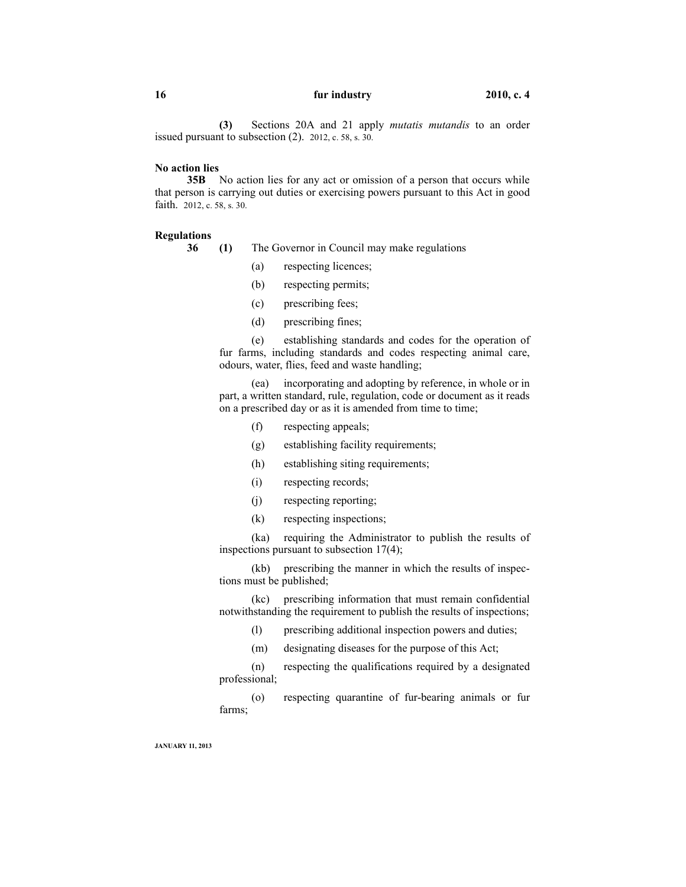**(3)** Sections 20A and 21 apply *mutatis mutandis* to an order issued pursuant to subsection (2). 2012, c. 58, s. 30.

**No action lies**

**35B** No action lies for any act or omission of a person that occurs while that person is carrying out duties or exercising powers pursuant to this Act in good faith. 2012, c. 58, s. 30.

**Regulations**

**36** **(1)** The Governor in Council may make regulations

(a) respecting licences;

(b) respecting permits;

(c) prescribing fees;

(d) prescribing fines;

(e) establishing standards and codes for the operation of fur farms, including standards and codes respecting animal care, odours, water, flies, feed and waste handling;

(ea) incorporating and adopting by reference, in whole or in part, a written standard, rule, regulation, code or document as it reads on a prescribed day or as it is amended from time to time;

(f) respecting appeals;

(g) establishing facility requirements;

(h) establishing siting requirements;

(i) respecting records;

(j) respecting reporting;

(k) respecting inspections;

(ka) requiring the Administrator to publish the results of inspections pursuant to subsection 17(4);

(kb) prescribing the manner in which the results of inspections must be published;

(kc) prescribing information that must remain confidential notwithstanding the requirement to publish the results of inspections;

(l) prescribing additional inspection powers and duties;

(m) designating diseases for the purpose of this Act;

(n) respecting the qualifications required by a designated professional;

(o) respecting quarantine of fur-bearing animals or fur farms;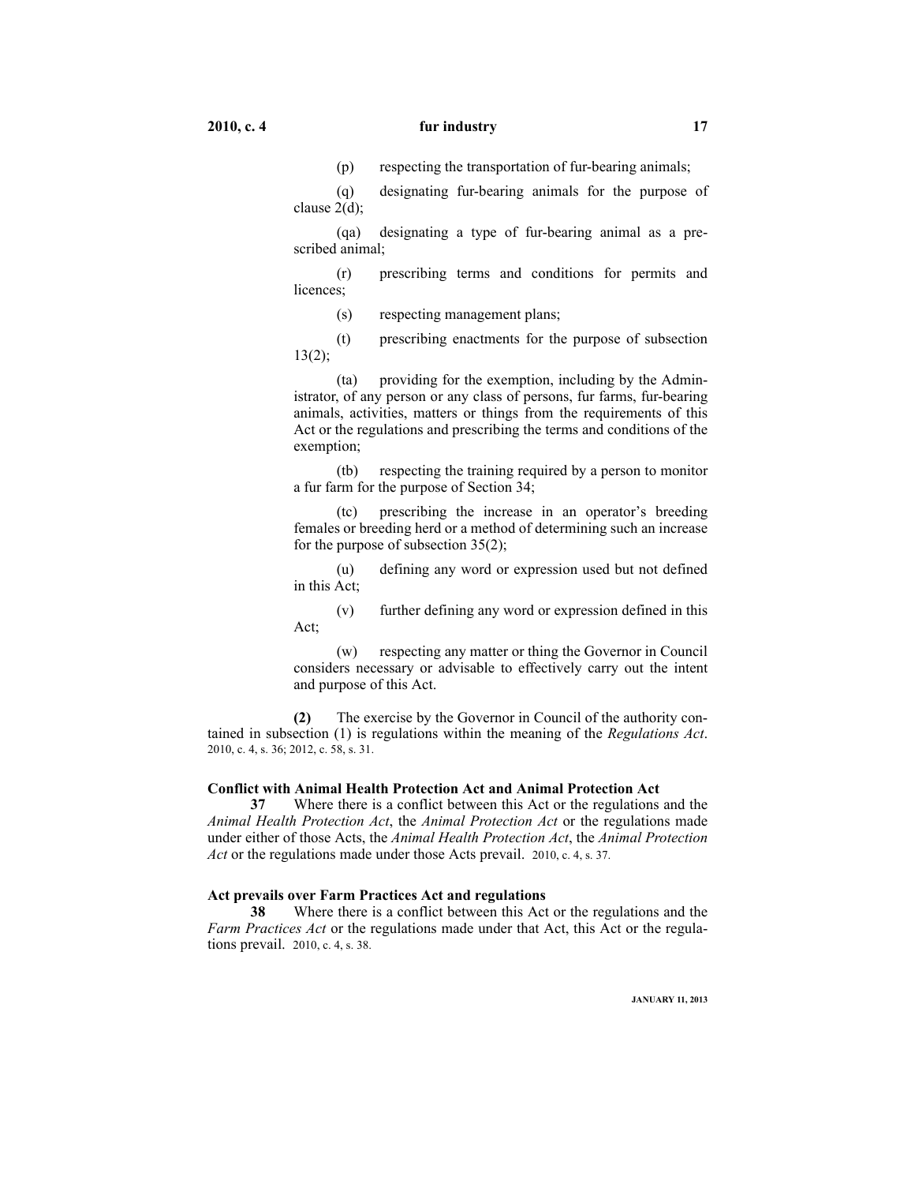(p) respecting the transportation of fur-bearing animals;

(q) designating fur-bearing animals for the purpose of clause 2(d);

(qa) designating a type of fur-bearing animal as a prescribed animal;

(r) prescribing terms and conditions for permits and licences;

(s) respecting management plans;

(t) prescribing enactments for the purpose of subsection 13(2);

(ta) providing for the exemption, including by the Administrator, of any person or any class of persons, fur farms, fur-bearing animals, activities, matters or things from the requirements of this Act or the regulations and prescribing the terms and conditions of the exemption;

(tb) respecting the training required by a person to monitor a fur farm for the purpose of Section 34;

(tc) prescribing the increase in an operator's breeding females or breeding herd or a method of determining such an increase for the purpose of subsection 35(2);

(u) defining any word or expression used but not defined in this Act;

(v) further defining any word or expression defined in this Act;

(w) respecting any matter or thing the Governor in Council considers necessary or advisable to effectively carry out the intent and purpose of this Act.

**(2)** The exercise by the Governor in Council of the authority contained in subsection (1) is regulations within the meaning of the *Regulations Act*. 2010, c. 4, s. 36; 2012, c. 58, s. 31.

**Conflict with Animal Health Protection Act and Animal Protection Act**

**37** Where there is a conflict between this Act or the regulations and the *Animal Health Protection Act*, the *Animal Protection Act* or the regulations made under either of those Acts, the *Animal Health Protection Act*, the *Animal Protection Act* or the regulations made under those Acts prevail. 2010, c. 4, s. 37.

**Act prevails over Farm Practices Act and regulations**

**38** Where there is a conflict between this Act or the regulations and the *Farm Practices Act* or the regulations made under that Act, this Act or the regulations prevail. 2010, c. 4, s. 38.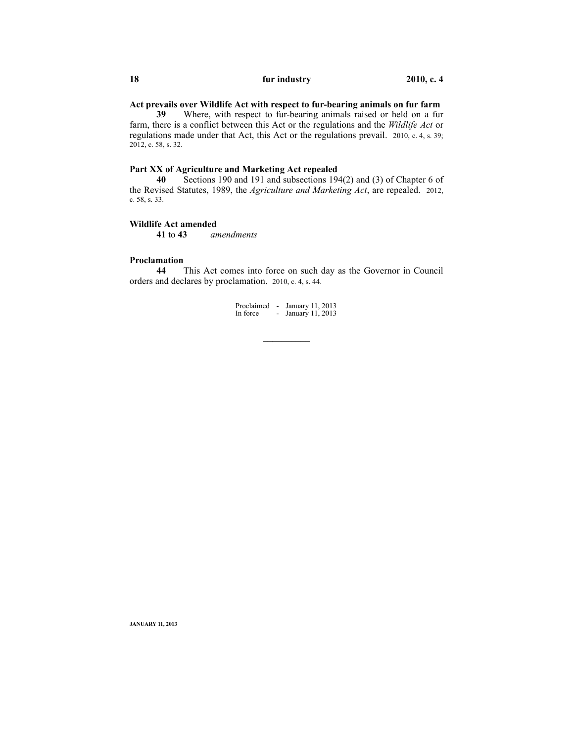**Act prevails over Wildlife Act with respect to fur-bearing animals on fur farm**

**39** Where, with respect to fur-bearing animals raised or held on a fur farm, there is a conflict between this Act or the regulations and the *Wildlife Act* or regulations made under that Act, this Act or the regulations prevail. 2010, c. 4, s. 39; 2012, c. 58, s. 32.

**Part XX of Agriculture and Marketing Act repealed**

**40** Sections 190 and 191 and subsections 194(2) and (3) of Chapter 6 of the Revised Statutes, 1989, the *Agriculture and Marketing Act*, are repealed. 2012, c. 58, s. 33.

**Wildlife Act amended**

**41** to **43** *amendments*

**Proclamation**

**44** This Act comes into force on such day as the Governor in Council orders and declares by proclamation. 2010, c. 4, s. 44.

Proclaimed - January 11, 2013
In force - January 11, 2013

---